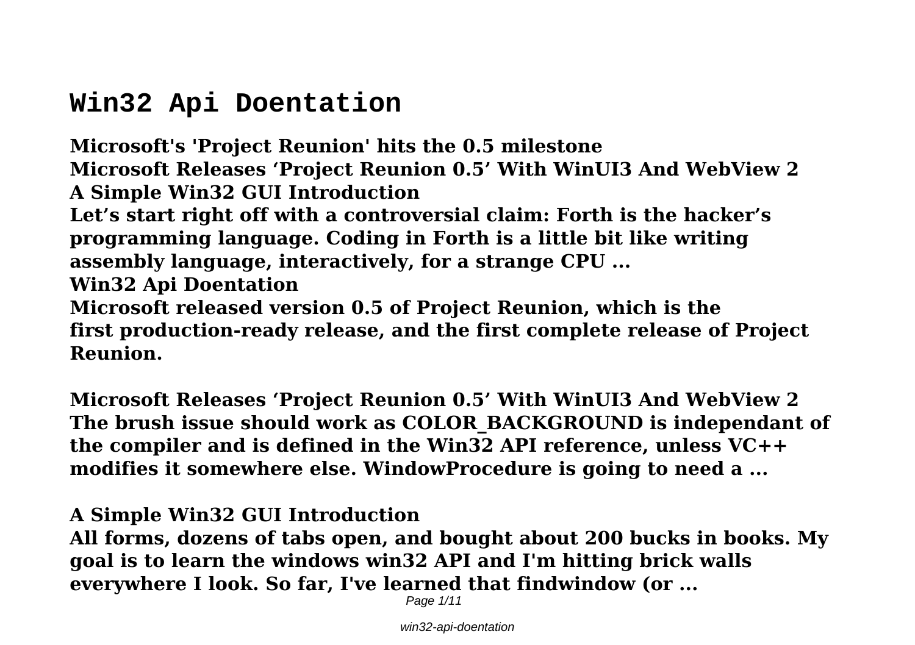# Win32 Api Doentation

**Microsoft's 'Project Reunion' hits the 0.5 milestone**
**Microsoft Releases 'Project Reunion 0.5' With WinUI3 And WebView 2**
**A Simple Win32 GUI Introduction**
**Let's start right off with a controversial claim: Forth is the hacker's programming language. Coding in Forth is a little bit like writing assembly language, interactively, for a strange CPU ...**
**Win32 Api Doentation**
**Microsoft released version 0.5 of Project Reunion, which is the first production-ready release, and the first complete release of Project Reunion.**

**Microsoft Releases 'Project Reunion 0.5' With WinUI3 And WebView 2**
**The brush issue should work as COLOR_BACKGROUND is independant of the compiler and is defined in the Win32 API reference, unless VC++ modifies it somewhere else. WindowProcedure is going to need a ...**

**A Simple Win32 GUI Introduction**
**All forms, dozens of tabs open, and bought about 200 bucks in books. My goal is to learn the windows win32 API and I'm hitting brick walls everywhere I look. So far, I've learned that findwindow (or ...**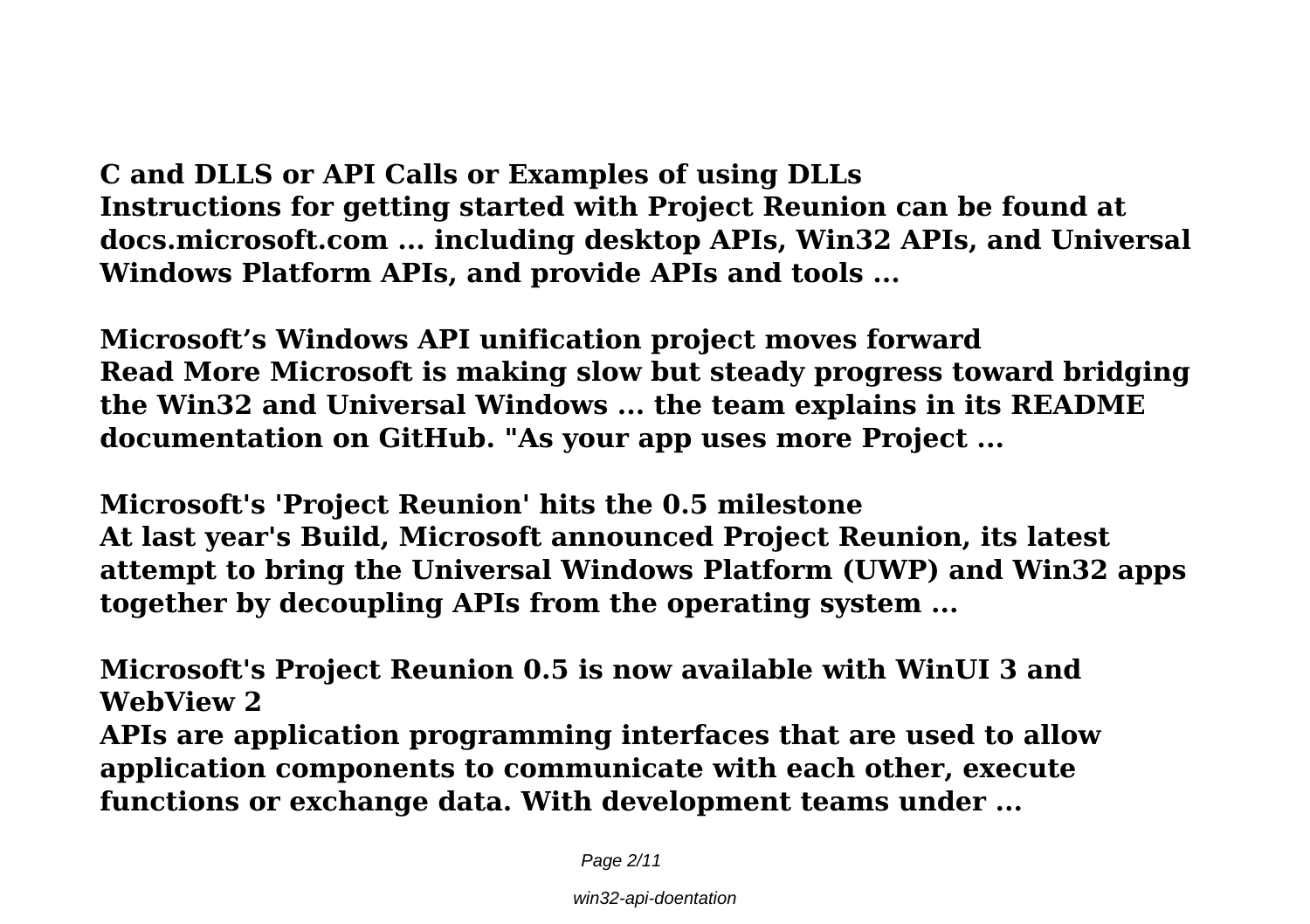**C and DLLS or API Calls or Examples of using DLLs**
**Instructions for getting started with Project Reunion can be found at docs.microsoft.com ... including desktop APIs, Win32 APIs, and Universal Windows Platform APIs, and provide APIs and tools ...**

**Microsoft’s Windows API unification project moves forward**
**Read More Microsoft is making slow but steady progress toward bridging the Win32 and Universal Windows ... the team explains in its README documentation on GitHub. "As your app uses more Project ...**

**Microsoft's 'Project Reunion' hits the 0.5 milestone**
**At last year's Build, Microsoft announced Project Reunion, its latest attempt to bring the Universal Windows Platform (UWP) and Win32 apps together by decoupling APIs from the operating system ...**

**Microsoft's Project Reunion 0.5 is now available with WinUI 3 and WebView 2**
**APIs are application programming interfaces that are used to allow application components to communicate with each other, execute functions or exchange data. With development teams under ...**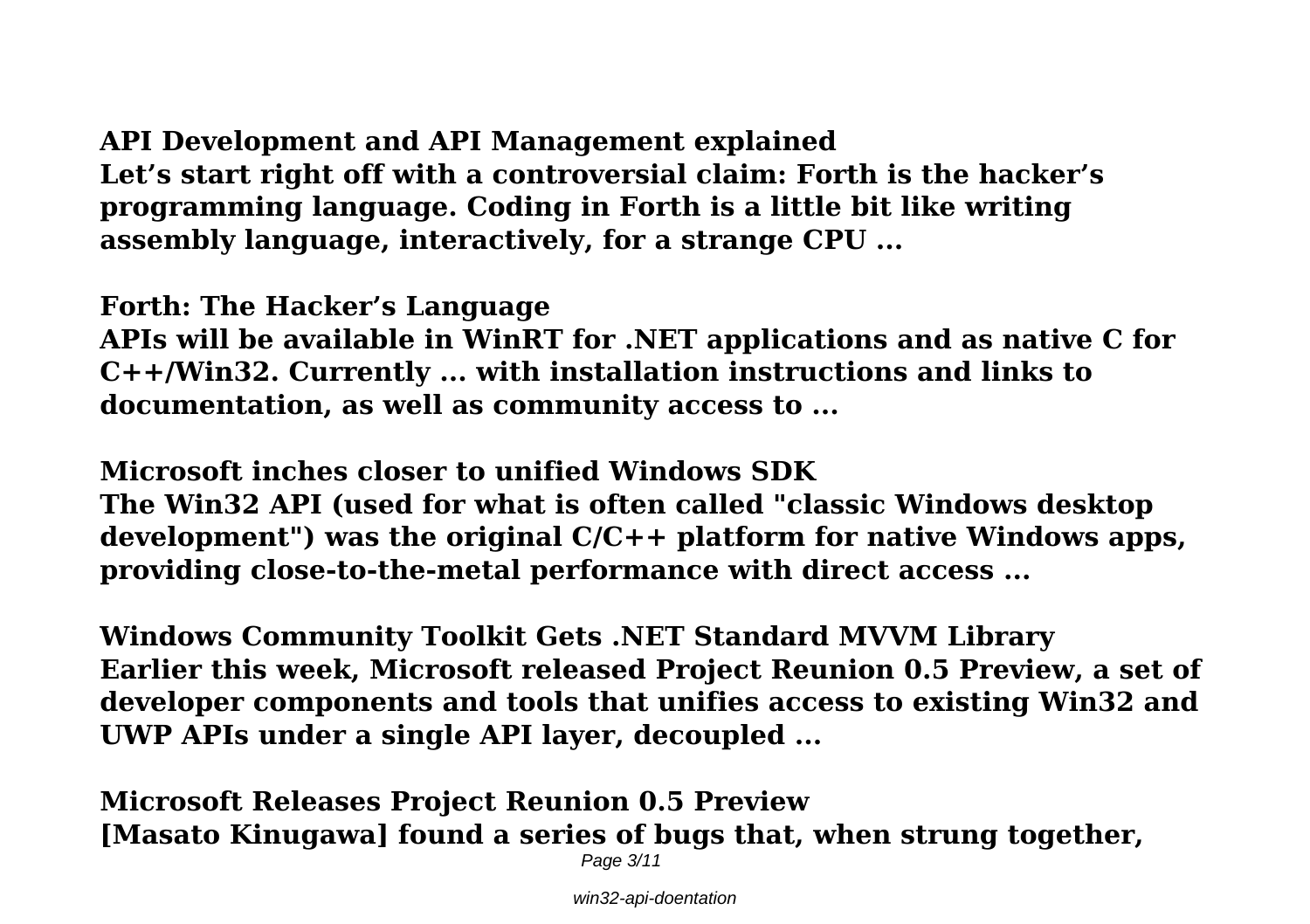**API Development and API Management explained**

Let's start right off with a controversial claim: Forth is the hacker's programming language. Coding in Forth is a little bit like writing assembly language, interactively, for a strange CPU ...

**Forth: The Hacker's Language**

APIs will be available in WinRT for .NET applications and as native C for C++/Win32. Currently ... with installation instructions and links to documentation, as well as community access to ...

**Microsoft inches closer to unified Windows SDK**

The Win32 API (used for what is often called "classic Windows desktop development") was the original C/C++ platform for native Windows apps, providing close-to-the-metal performance with direct access ...

**Windows Community Toolkit Gets .NET Standard MVVM Library**

Earlier this week, Microsoft released Project Reunion 0.5 Preview, a set of developer components and tools that unifies access to existing Win32 and UWP APIs under a single API layer, decoupled ...

**Microsoft Releases Project Reunion 0.5 Preview**

[Masato Kinugawa] found a series of bugs that, when strung together,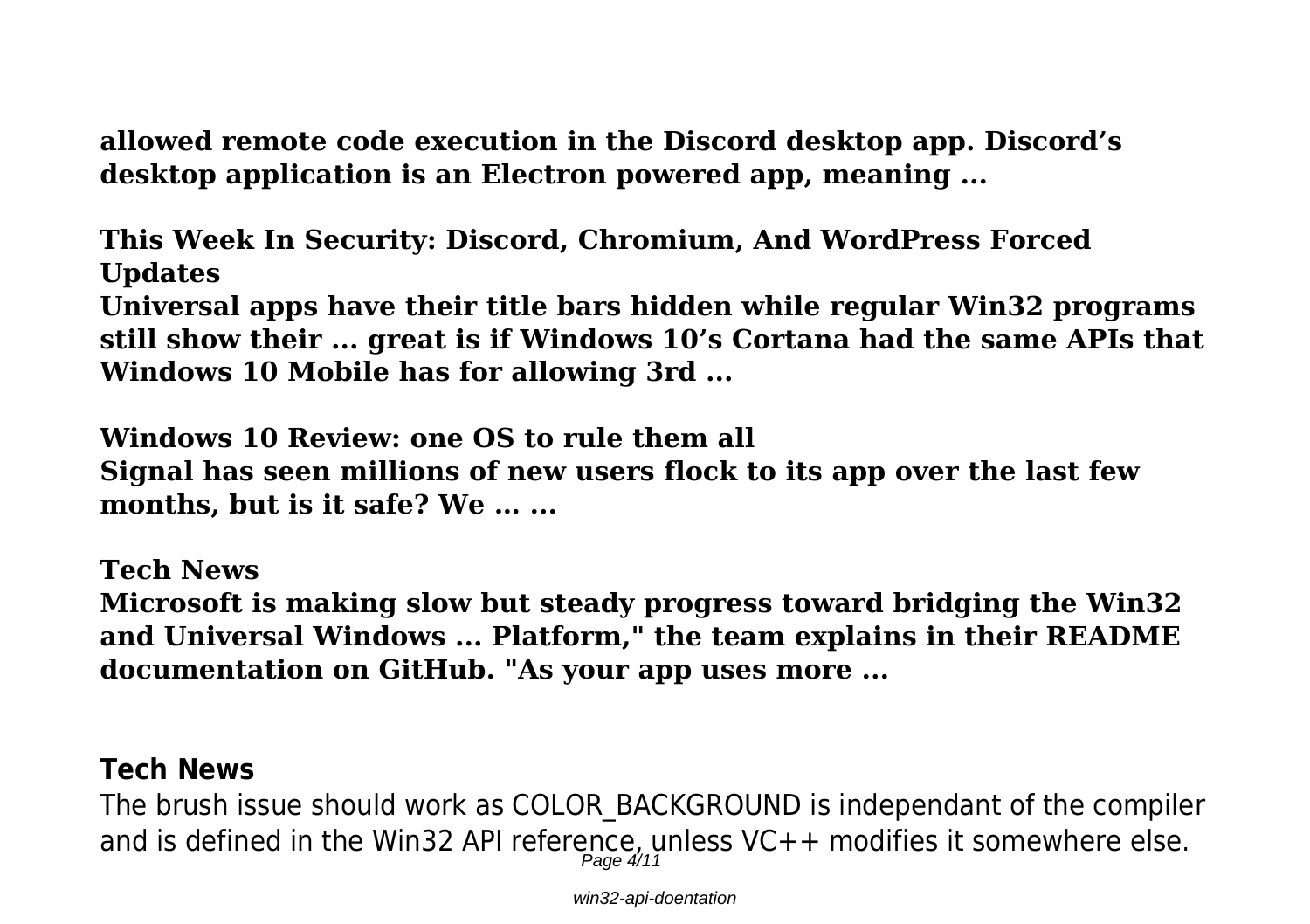**allowed remote code execution in the Discord desktop app. Discord's desktop application is an Electron powered app, meaning ...**

**This Week In Security: Discord, Chromium, And WordPress Forced Updates**

**Universal apps have their title bars hidden while regular Win32 programs still show their ... great is if Windows 10's Cortana had the same APIs that Windows 10 Mobile has for allowing 3rd ...**

**Windows 10 Review: one OS to rule them all**

**Signal has seen millions of new users flock to its app over the last few months, but is it safe? We … ...**

**Tech News**

**Microsoft is making slow but steady progress toward bridging the Win32 and Universal Windows ... Platform," the team explains in their README documentation on GitHub. "As your app uses more ...**

## Tech News

The brush issue should work as COLOR_BACKGROUND is independant of the compiler and is defined in the Win32 API reference, unless VC++ modifies it somewhere else.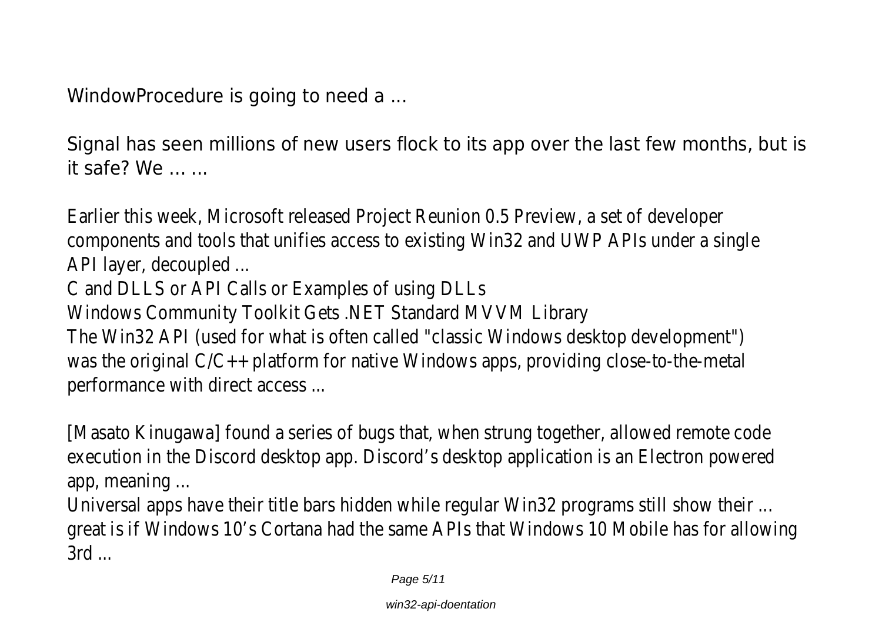WindowProcedure is going to need a ...

Signal has seen millions of new users flock to its app over the last few months, but is it safe? We ... ...

Earlier this week, Microsoft released Project Reunion 0.5 Preview, a set of developer components and tools that unifies access to existing Win32 and UWP APIs under a single API layer, decoupled ...

C and DLLS or API Calls or Examples of using DLLs

Windows Community Toolkit Gets .NET Standard MVVM Library

The Win32 API (used for what is often called "classic Windows desktop development") was the original C/C++ platform for native Windows apps, providing close-to-the-metal performance with direct access ...

[Masato Kinugawa] found a series of bugs that, when strung together, allowed remote code execution in the Discord desktop app. Discord's desktop application is an Electron powered app, meaning ...

Universal apps have their title bars hidden while regular Win32 programs still show their ... great is if Windows 10's Cortana had the same APIs that Windows 10 Mobile has for allowing 3rd ...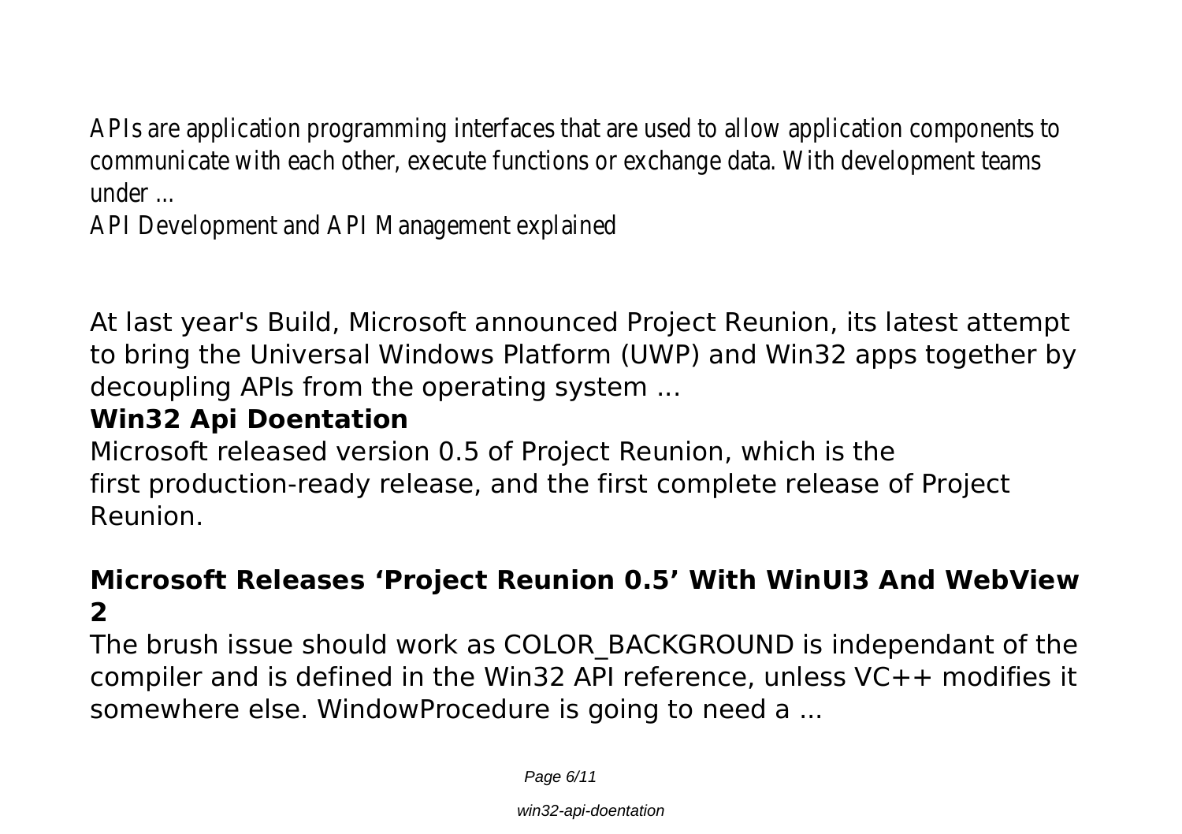APIs are application programming interfaces that are used to allow application components to communicate with each other, execute functions or exchange data. With development teams under ...

API Development and API Management explained

At last year's Build, Microsoft announced Project Reunion, its latest attempt to bring the Universal Windows Platform (UWP) and Win32 apps together by decoupling APIs from the operating system ...

## Win32 Api Doentation

Microsoft released version 0.5 of Project Reunion, which is the first production-ready release, and the first complete release of Project Reunion.

## Microsoft Releases ‘Project Reunion 0.5’ With WinUI3 And WebView 2

The brush issue should work as COLOR_BACKGROUND is independant of the compiler and is defined in the Win32 API reference, unless VC++ modifies it somewhere else. WindowProcedure is going to need a ...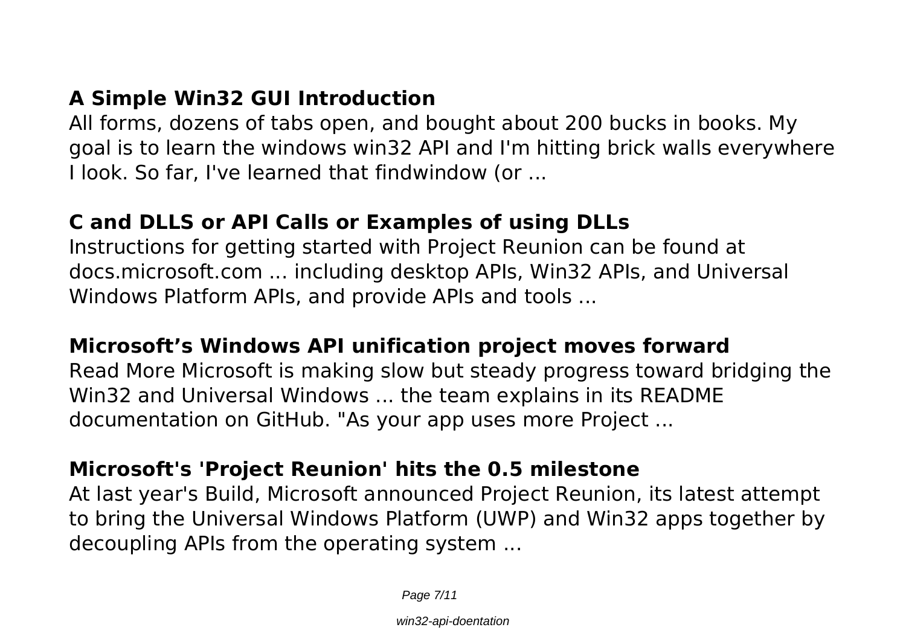## A Simple Win32 GUI Introduction

All forms, dozens of tabs open, and bought about 200 bucks in books. My goal is to learn the windows win32 API and I'm hitting brick walls everywhere I look. So far, I've learned that findwindow (or ...

## C and DLLS or API Calls or Examples of using DLLs

Instructions for getting started with Project Reunion can be found at docs.microsoft.com ... including desktop APIs, Win32 APIs, and Universal Windows Platform APIs, and provide APIs and tools ...

## Microsoft's Windows API unification project moves forward

Read More Microsoft is making slow but steady progress toward bridging the Win32 and Universal Windows ... the team explains in its README documentation on GitHub. "As your app uses more Project ...

## Microsoft's 'Project Reunion' hits the 0.5 milestone

At last year's Build, Microsoft announced Project Reunion, its latest attempt to bring the Universal Windows Platform (UWP) and Win32 apps together by decoupling APIs from the operating system ...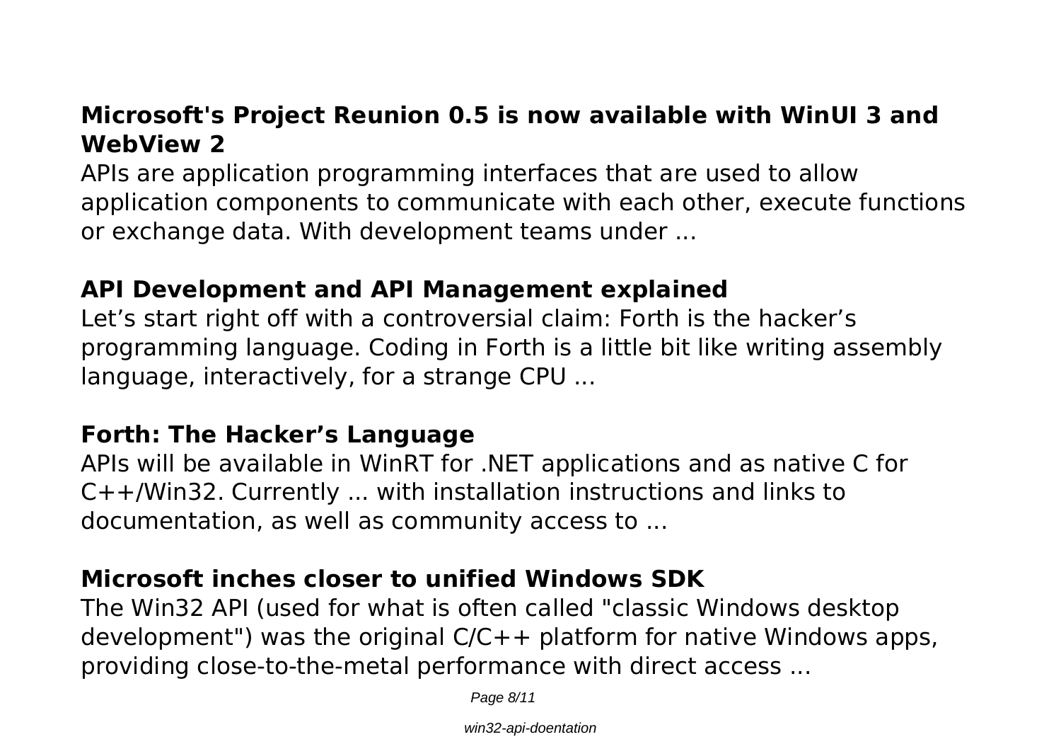## Microsoft's Project Reunion 0.5 is now available with WinUI 3 and WebView 2

APIs are application programming interfaces that are used to allow application components to communicate with each other, execute functions or exchange data. With development teams under ...

## API Development and API Management explained

Let’s start right off with a controversial claim: Forth is the hacker’s programming language. Coding in Forth is a little bit like writing assembly language, interactively, for a strange CPU ...

## Forth: The Hacker’s Language

APIs will be available in WinRT for .NET applications and as native C for C++/Win32. Currently ... with installation instructions and links to documentation, as well as community access to ...

## Microsoft inches closer to unified Windows SDK

The Win32 API (used for what is often called "classic Windows desktop development") was the original C/C++ platform for native Windows apps, providing close-to-the-metal performance with direct access ...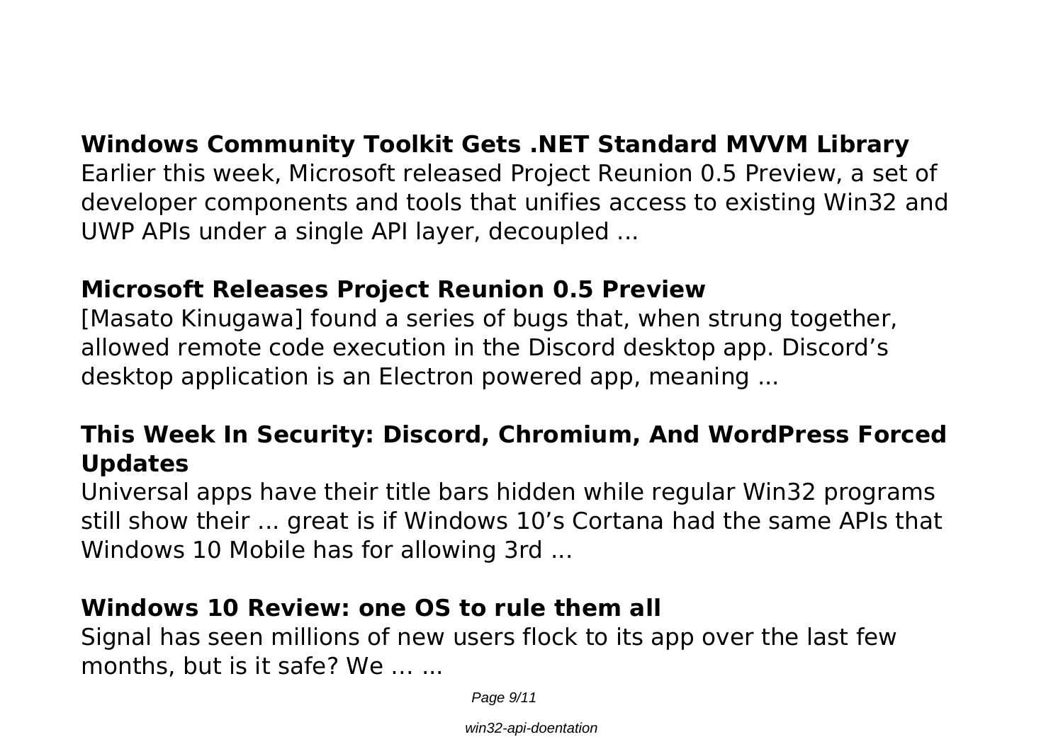## Windows Community Toolkit Gets .NET Standard MVVM Library

Earlier this week, Microsoft released Project Reunion 0.5 Preview, a set of developer components and tools that unifies access to existing Win32 and UWP APIs under a single API layer, decoupled ...

## Microsoft Releases Project Reunion 0.5 Preview

[Masato Kinugawa] found a series of bugs that, when strung together, allowed remote code execution in the Discord desktop app. Discord's desktop application is an Electron powered app, meaning ...

## This Week In Security: Discord, Chromium, And WordPress Forced Updates

Universal apps have their title bars hidden while regular Win32 programs still show their ... great is if Windows 10's Cortana had the same APIs that Windows 10 Mobile has for allowing 3rd ...

## Windows 10 Review: one OS to rule them all

Signal has seen millions of new users flock to its app over the last few months, but is it safe? We … ...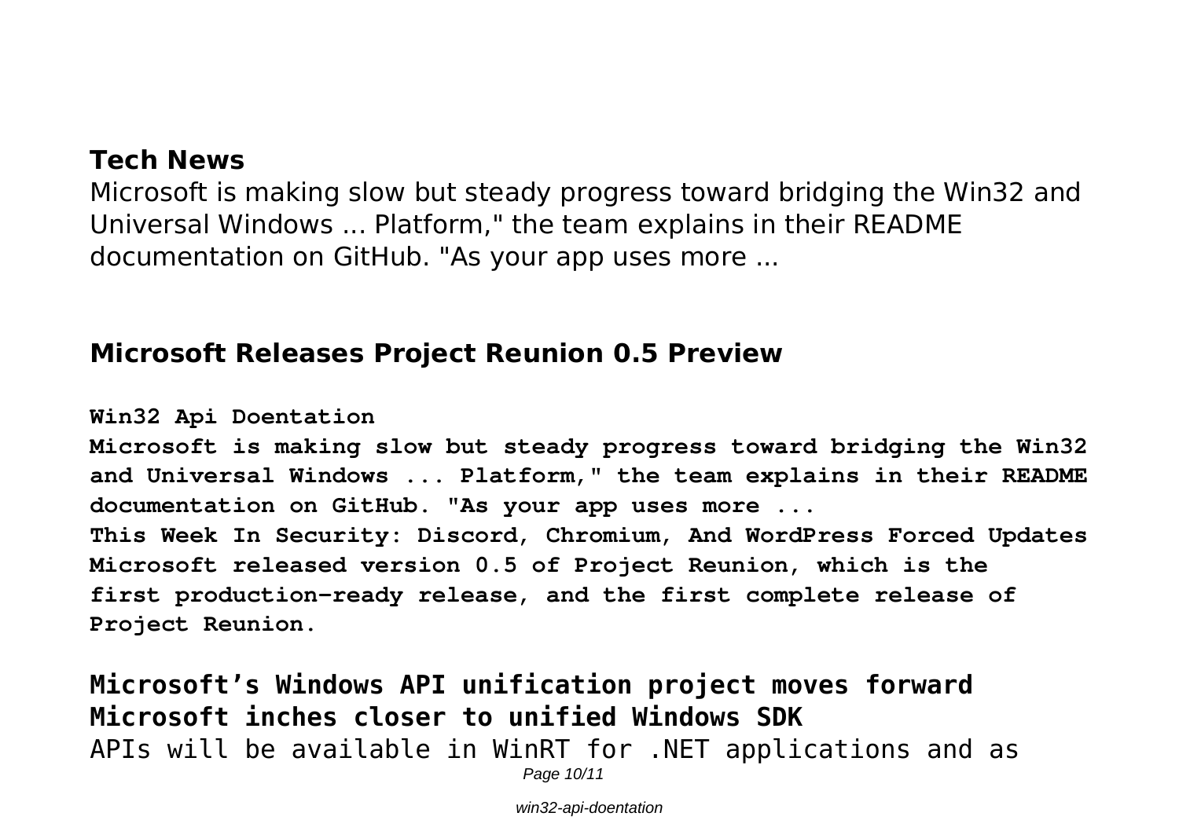## Tech News

Microsoft is making slow but steady progress toward bridging the Win32 and Universal Windows ... Platform," the team explains in their README documentation on GitHub. "As your app uses more ...

## Microsoft Releases Project Reunion 0.5 Preview

**Win32 Api Doentation**

**Microsoft is making slow but steady progress toward bridging the Win32 and Universal Windows ... Platform," the team explains in their README documentation on GitHub. "As your app uses more ...**

**This Week In Security: Discord, Chromium, And WordPress Forced Updates**

**Microsoft released version 0.5 of Project Reunion, which is the first production-ready release, and the first complete release of Project Reunion.**

## Microsoft's Windows API unification project moves forward

## Microsoft inches closer to unified Windows SDK

APIs will be available in WinRT for .NET applications and as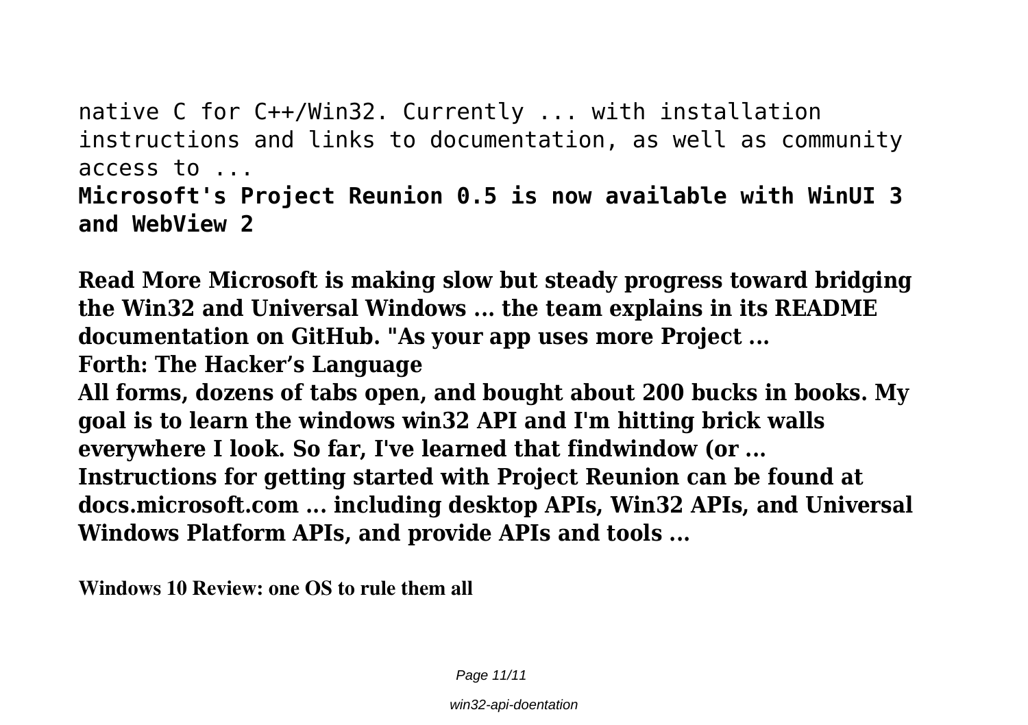native C for C++/Win32. Currently ... with installation instructions and links to documentation, as well as community access to ...

**Microsoft's Project Reunion 0.5 is now available with WinUI 3 and WebView 2**

**Read More Microsoft is making slow but steady progress toward bridging the Win32 and Universal Windows ... the team explains in its README documentation on GitHub. "As your app uses more Project ...**

**Forth: The Hacker's Language**

**All forms, dozens of tabs open, and bought about 200 bucks in books. My goal is to learn the windows win32 API and I'm hitting brick walls everywhere I look. So far, I've learned that findwindow (or ...**

**Instructions for getting started with Project Reunion can be found at docs.microsoft.com ... including desktop APIs, Win32 APIs, and Universal Windows Platform APIs, and provide APIs and tools ...**

**Windows 10 Review: one OS to rule them all**